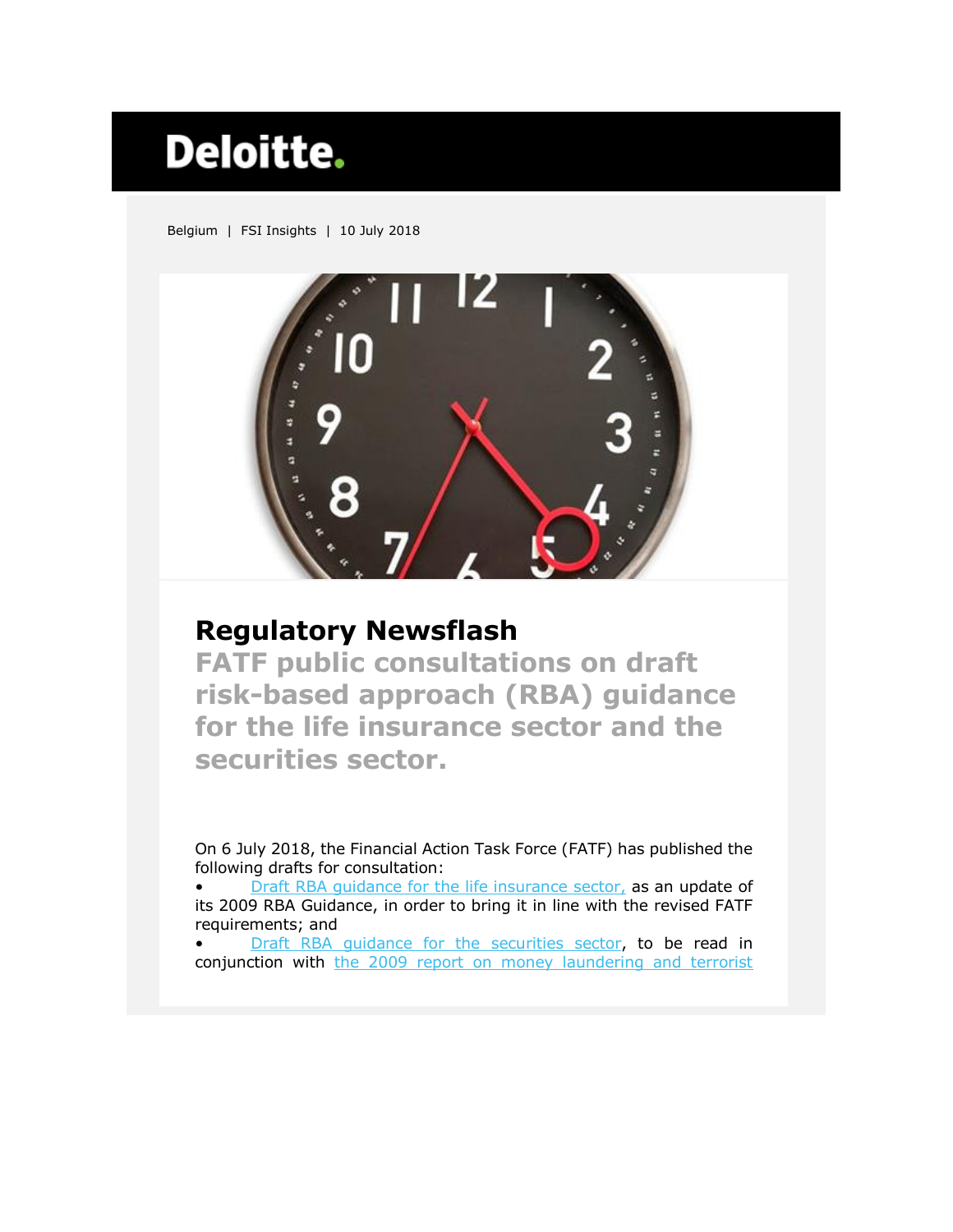Deloitte.

Belgium | FSI Insights | 10 July 2018

# Regulatory Newsflash

## FATF public consultations on draft risk-based approach (RBA) guidance for the life insurance sector and the securities sector.

On 6 July 2018, the Financial Action Task Force (FATF) has published the following drafts for consultation:

- Draft RBA guidance for the life insurance sector, as an update of its 2009 RBA Guidance, in order to bring it in line with the revised FATF requirements; and
- Draft RBA guidance for the securities sector, to be read in conjunction with the 2009 report on money laundering and terrorist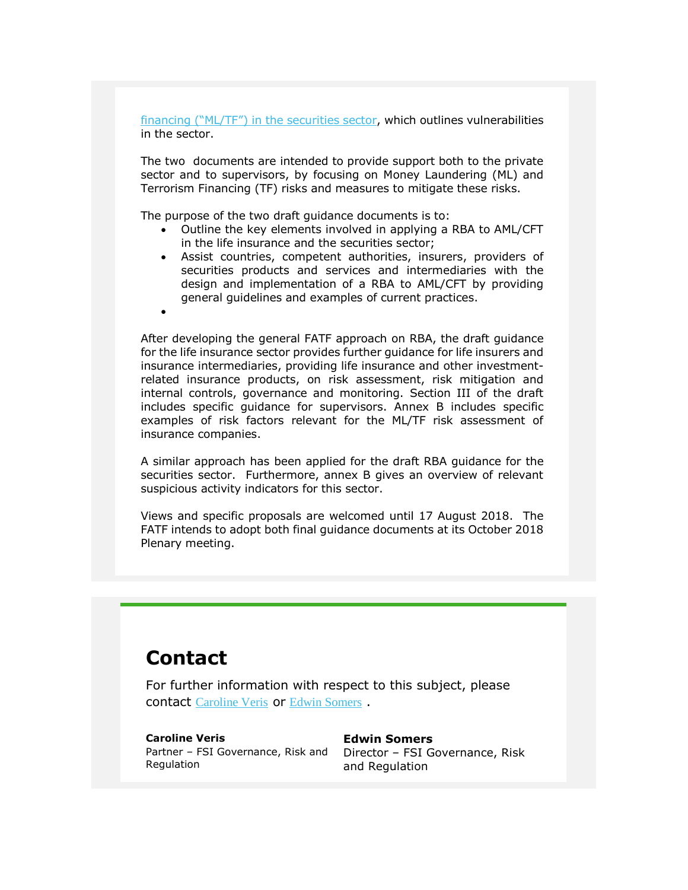financing ("ML/TF") in the securities sector, which outlines vulnerabilities in the sector.

The two documents are intended to provide support both to the private sector and to supervisors, by focusing on Money Laundering (ML) and Terrorism Financing (TF) risks and measures to mitigate these risks.

The purpose of the two draft guidance documents is to:

- Outline the key elements involved in applying a RBA to AML/CFT in the life insurance and the securities sector;
- Assist countries, competent authorities, insurers, providers of securities products and services and intermediaries with the design and implementation of a RBA to AML/CFT by providing general guidelines and examples of current practices.

After developing the general FATF approach on RBA, the draft guidance for the life insurance sector provides further guidance for life insurers and insurance intermediaries, providing life insurance and other investment-related insurance products, on risk assessment, risk mitigation and internal controls, governance and monitoring. Section III of the draft includes specific guidance for supervisors. Annex B includes specific examples of risk factors relevant for the ML/TF risk assessment of insurance companies.

A similar approach has been applied for the draft RBA guidance for the securities sector. Furthermore, annex B gives an overview of relevant suspicious activity indicators for this sector.

Views and specific proposals are welcomed until 17 August 2018. The FATF intends to adopt both final guidance documents at its October 2018 Plenary meeting.

# Contact

For further information with respect to this subject, please contact Caroline Veris or Edwin Somers .

**Caroline Veris**
Partner – FSI Governance, Risk and Regulation

**Edwin Somers**
Director – FSI Governance, Risk and Regulation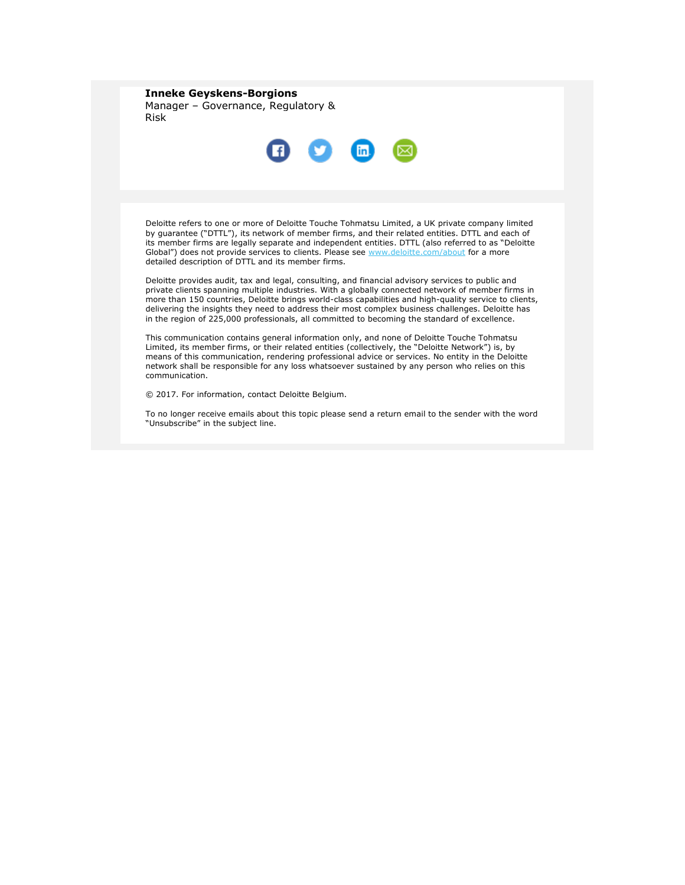**Inneke Geyskens-Borgions**
Manager – Governance, Regulatory & Risk

Deloitte refers to one or more of Deloitte Touche Tohmatsu Limited, a UK private company limited by guarantee ("DTTL"), its network of member firms, and their related entities. DTTL and each of its member firms are legally separate and independent entities. DTTL (also referred to as "Deloitte Global") does not provide services to clients. Please see www.deloitte.com/about for a more detailed description of DTTL and its member firms.

Deloitte provides audit, tax and legal, consulting, and financial advisory services to public and private clients spanning multiple industries. With a globally connected network of member firms in more than 150 countries, Deloitte brings world-class capabilities and high-quality service to clients, delivering the insights they need to address their most complex business challenges. Deloitte has in the region of 225,000 professionals, all committed to becoming the standard of excellence.

This communication contains general information only, and none of Deloitte Touche Tohmatsu Limited, its member firms, or their related entities (collectively, the "Deloitte Network") is, by means of this communication, rendering professional advice or services. No entity in the Deloitte network shall be responsible for any loss whatsoever sustained by any person who relies on this communication.

© 2017. For information, contact Deloitte Belgium.

To no longer receive emails about this topic please send a return email to the sender with the word "Unsubscribe" in the subject line.